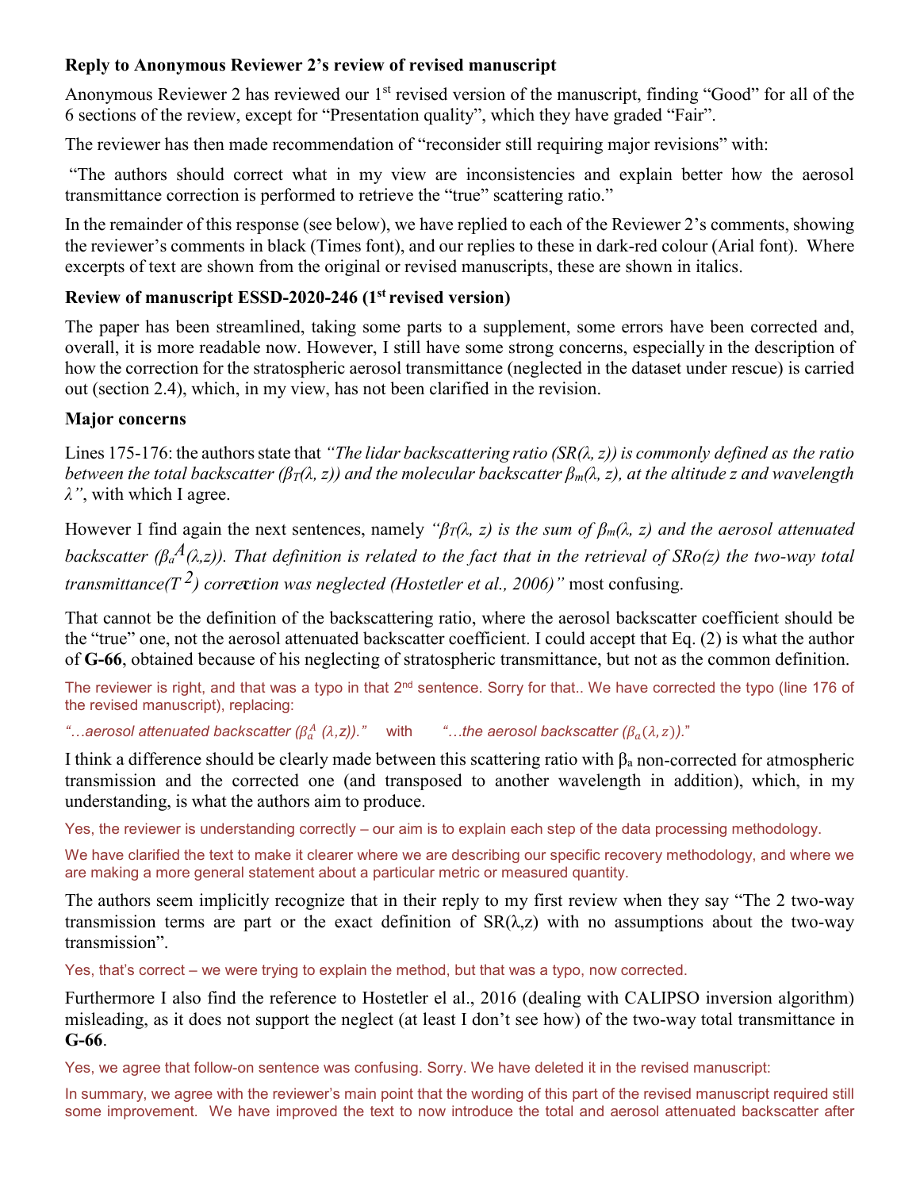### Reply to Anonymous Reviewer 2's review of revised manuscript

Anonymous Reviewer 2 has reviewed our 1st revised version of the manuscript, finding "Good" for all of the 6 sections of the review, except for "Presentation quality", which they have graded "Fair".

The reviewer has then made recommendation of "reconsider still requiring major revisions" with:

"The authors should correct what in my view are inconsistencies and explain better how the aerosol transmittance correction is performed to retrieve the "true" scattering ratio."

In the remainder of this response (see below), we have replied to each of the Reviewer 2's comments, showing the reviewer's comments in black (Times font), and our replies to these in dark-red colour (Arial font). Where excerpts of text are shown from the original or revised manuscripts, these are shown in italics.

### Review of manuscript ESSD-2020-246 (1st revised version)

The paper has been streamlined, taking some parts to a supplement, some errors have been corrected and, overall, it is more readable now. However, I still have some strong concerns, especially in the description of how the correction for the stratospheric aerosol transmittance (neglected in the dataset under rescue) is carried out (section 2.4), which, in my view, has not been clarified in the revision.

### Major concerns

Lines 175-176: the authors state that *"The lidar backscattering ratio ($SR(\lambda, z)$) is commonly defined as the ratio between the total backscatter ($\beta_T(\lambda, z)$) and the molecular backscatter $\beta_m(\lambda, z)$, at the altitude z and wavelength $\lambda$"*, with which I agree.

However I find again the next sentences, namely *"$\beta_T(\lambda, z)$ is the sum of $\beta_m(\lambda, z)$ and the aerosol attenuated backscatter ($\beta_a^A(\lambda,z)$). That definition is related to the fact that in the retrieval of SRo(z) the two-way total transmittance($T^2$) correction was neglected (Hostetler et al., 2006)"* most confusing.

That cannot be the definition of the backscattering ratio, where the aerosol backscatter coefficient should be the "true" one, not the aerosol attenuated backscatter coefficient. I could accept that Eq. (2) is what the author of **G-66**, obtained because of his neglecting of stratospheric transmittance, but not as the common definition.

The reviewer is right, and that was a typo in that 2nd sentence. Sorry for that.. We have corrected the typo (line 176 of the revised manuscript), replacing:

*"…aerosol attenuated backscatter ($\beta_a^A$ ($\lambda$,z))."* with *"…the aerosol backscatter ($\beta_a(\lambda, z)$)."*

I think a difference should be clearly made between this scattering ratio with $\beta_a$ non-corrected for atmospheric transmission and the corrected one (and transposed to another wavelength in addition), which, in my understanding, is what the authors aim to produce.

Yes, the reviewer is understanding correctly – our aim is to explain each step of the data processing methodology.

We have clarified the text to make it clearer where we are describing our specific recovery methodology, and where we are making a more general statement about a particular metric or measured quantity.

The authors seem implicitly recognize that in their reply to my first review when they say "The 2 two-way transmission terms are part or the exact definition of $SR(\lambda,z)$ with no assumptions about the two-way transmission".

Yes, that's correct – we were trying to explain the method, but that was a typo, now corrected.

Furthermore I also find the reference to Hostetler el al., 2016 (dealing with CALIPSO inversion algorithm) misleading, as it does not support the neglect (at least I don't see how) of the two-way total transmittance in **G-66**.

Yes, we agree that follow-on sentence was confusing. Sorry. We have deleted it in the revised manuscript:

In summary, we agree with the reviewer's main point that the wording of this part of the revised manuscript required still some improvement. We have improved the text to now introduce the total and aerosol attenuated backscatter after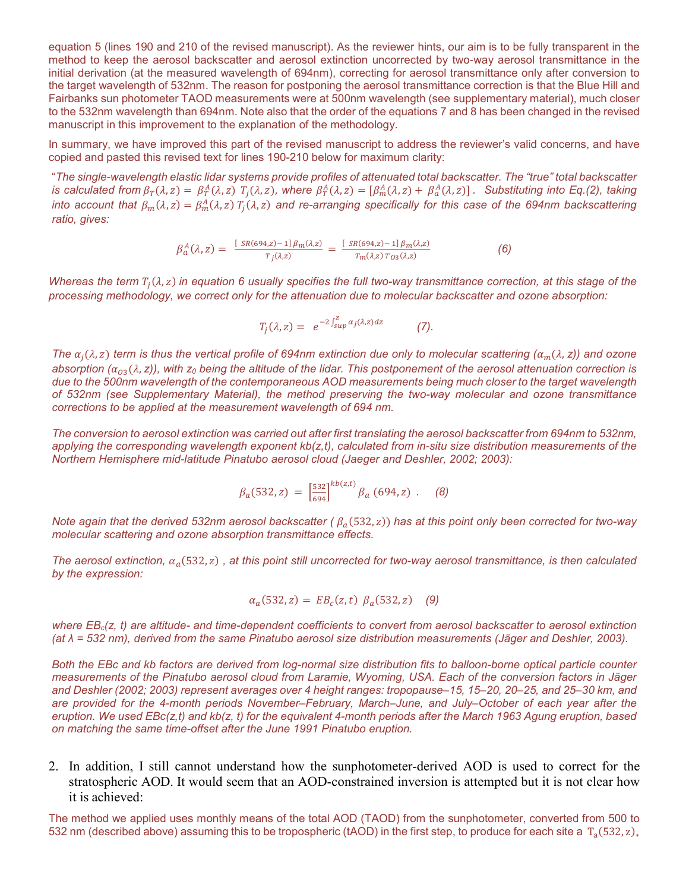equation 5 (lines 190 and 210 of the revised manuscript). As the reviewer hints, our aim is to be fully transparent in the method to keep the aerosol backscatter and aerosol extinction uncorrected by two-way aerosol transmittance in the initial derivation (at the measured wavelength of 694nm), correcting for aerosol transmittance only after conversion to the target wavelength of 532nm. The reason for postponing the aerosol transmittance correction is that the Blue Hill and Fairbanks sun photometer TAOD measurements were at 500nm wavelength (see supplementary material), much closer to the 532nm wavelength than 694nm. Note also that the order of the equations 7 and 8 has been changed in the revised manuscript in this improvement to the explanation of the methodology.

In summary, we have improved this part of the revised manuscript to address the reviewer's valid concerns, and have copied and pasted this revised text for lines 190-210 below for maximum clarity:

"*The single-wavelength elastic lidar systems provide profiles of attenuated total backscatter. The "true" total backscatter is calculated from $\beta_T(\lambda, z) = \beta_T^A(\lambda, z)\ T_j(\lambda, z)$, where $\beta_T^A(\lambda, z) = [\beta_m^A(\lambda, z) + \beta_a^A(\lambda, z)]$. Substituting into Eq.(2), taking into account that $\beta_m(\lambda, z) = \beta_m^A(\lambda, z)\ T_j(\lambda, z)$ and re-arranging specifically for this case of the 694nm backscattering ratio, gives:*

$$\beta_a^A(\lambda, z) = \frac{[\ SR(694,z) - 1]\ \beta_m(\lambda,z)}{T_j(\lambda,z)} = \frac{[\ SR(694,z) - 1]\ \beta_m(\lambda,z)}{T_m(\lambda,z)\ T_{O3}(\lambda,z)} \qquad (6)$$

*Whereas the term $T_j(\lambda, z)$ in equation 6 usually specifies the full two-way transmittance correction, at this stage of the processing methodology, we correct only for the attenuation due to molecular backscatter and ozone absorption:*

$$T_j(\lambda, z) = e^{-2\int_{sup}^{z} \alpha_j(\lambda,z)dz} \qquad (7).$$

*The $\alpha_j(\lambda, z)$ term is thus the vertical profile of 694nm extinction due only to molecular scattering ($\alpha_m(\lambda, z)$) and ozone absorption ($\alpha_{O3}(\lambda, z)$), with $z_0$ being the altitude of the lidar. This postponement of the aerosol attenuation correction is due to the 500nm wavelength of the contemporaneous AOD measurements being much closer to the target wavelength of 532nm (see Supplementary Material), the method preserving the two-way molecular and ozone transmittance corrections to be applied at the measurement wavelength of 694 nm.*

*The conversion to aerosol extinction was carried out after first translating the aerosol backscatter from 694nm to 532nm, applying the corresponding wavelength exponent kb(z,t), calculated from in-situ size distribution measurements of the Northern Hemisphere mid-latitude Pinatubo aerosol cloud (Jaeger and Deshler, 2002; 2003):*

$$\beta_a(532, z) = \left[\frac{532}{694}\right]^{kb(z,t)} \beta_a\,(694, z)\ . \qquad (8)$$

*Note again that the derived 532nm aerosol backscatter ($\beta_a(532, z)$) has at this point only been corrected for two-way molecular scattering and ozone absorption transmittance effects.*

*The aerosol extinction, $\alpha_a(532, z)$, at this point still uncorrected for two-way aerosol transmittance, is then calculated by the expression:*

$$\alpha_a(532, z) = EB_c(z, t)\ \beta_a(532, z) \qquad (9)$$

*where $EB_c(z, t)$ are altitude- and time-dependent coefficients to convert from aerosol backscatter to aerosol extinction (at λ = 532 nm), derived from the same Pinatubo aerosol size distribution measurements (Jäger and Deshler, 2003).*

*Both the EBc and kb factors are derived from log-normal size distribution fits to balloon-borne optical particle counter measurements of the Pinatubo aerosol cloud from Laramie, Wyoming, USA. Each of the conversion factors in Jäger and Deshler (2002; 2003) represent averages over 4 height ranges: tropopause–15, 15–20, 20–25, and 25–30 km, and are provided for the 4-month periods November–February, March–June, and July–October of each year after the eruption. We used EBc(z,t) and kb(z, t) for the equivalent 4-month periods after the March 1963 Agung eruption, based on matching the same time-offset after the June 1991 Pinatubo eruption.*

2. In addition, I still cannot understand how the sunphotometer-derived AOD is used to correct for the stratospheric AOD. It would seem that an AOD-constrained inversion is attempted but it is not clear how it is achieved:

The method we applied uses monthly means of the total AOD (TAOD) from the sunphotometer, converted from 500 to 532 nm (described above) assuming this to be tropospheric (tAOD) in the first step, to produce for each site a $T_a(532, z)_*$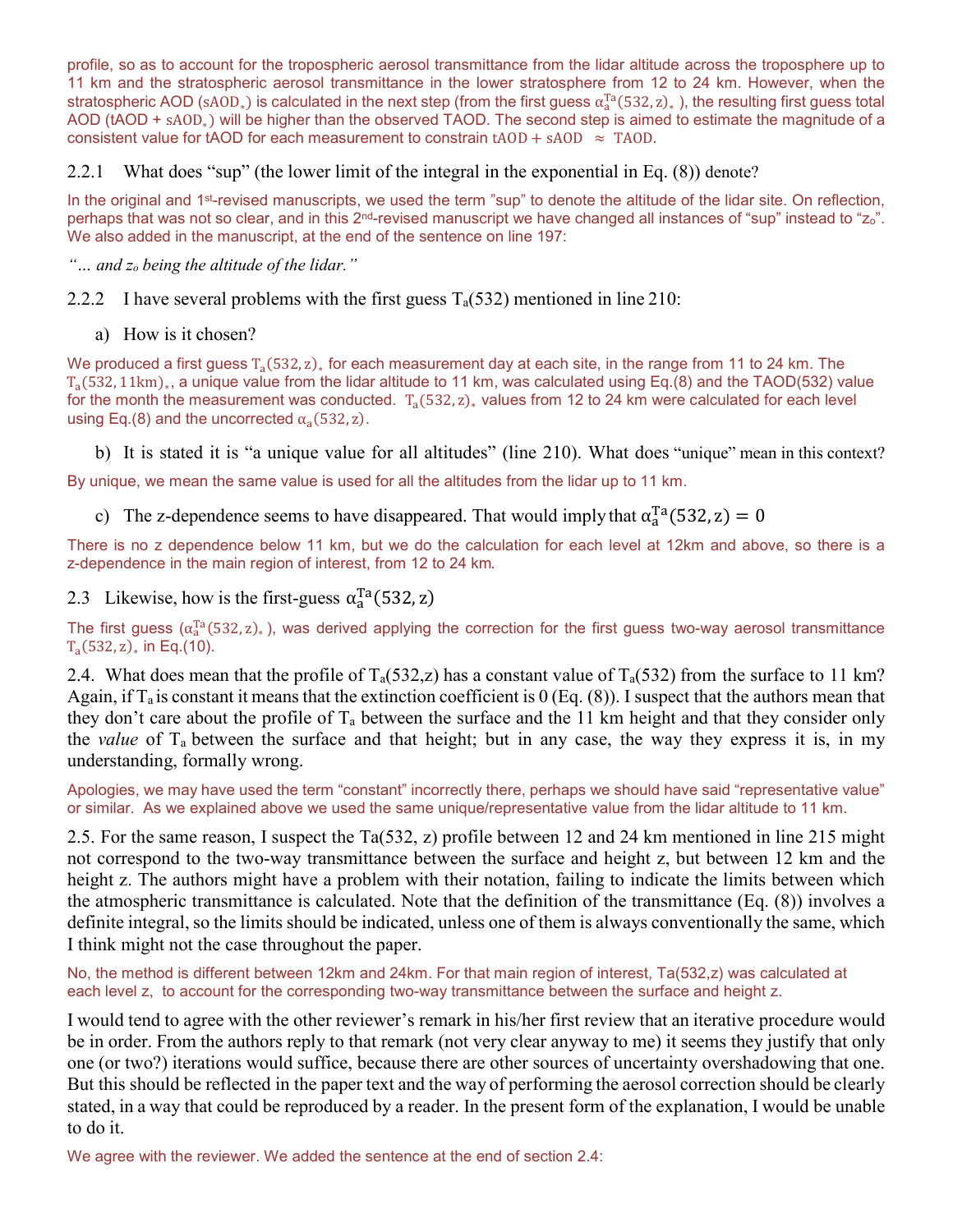profile, so as to account for the tropospheric aerosol transmittance from the lidar altitude across the troposphere up to 11 km and the stratospheric aerosol transmittance in the lower stratosphere from 12 to 24 km. However, when the stratospheric AOD ($\mathrm{sAOD}_*$) is calculated in the next step (from the first guess $\alpha_a^{Ta}(532, z)_*$ ), the resulting first guess total AOD (tAOD + $\mathrm{sAOD}_*$) will be higher than the observed TAOD. The second step is aimed to estimate the magnitude of a consistent value for tAOD for each measurement to constrain $\mathrm{tAOD} + \mathrm{sAOD} \approx \mathrm{TAOD}$.

2.2.1 What does "sup" (the lower limit of the integral in the exponential in Eq. (8)) denote?

In the original and 1st-revised manuscripts, we used the term "sup" to denote the altitude of the lidar site. On reflection, perhaps that was not so clear, and in this 2nd-revised manuscript we have changed all instances of "sup" instead to "$z_o$". We also added in the manuscript, at the end of the sentence on line 197:

*"… and $z_o$ being the altitude of the lidar."*

2.2.2 I have several problems with the first guess $T_a(532)$ mentioned in line 210:

a) How is it chosen?

We produced a first guess $T_a(532, z)_*$ for each measurement day at each site, in the range from 11 to 24 km. The $T_a(532, 11\mathrm{km})_*$, a unique value from the lidar altitude to 11 km, was calculated using Eq.(8) and the TAOD(532) value for the month the measurement was conducted. $T_a(532, z)_*$ values from 12 to 24 km were calculated for each level using Eq.(8) and the uncorrected $\alpha_a(532, z)$.

b) It is stated it is "a unique value for all altitudes" (line 210). What does "unique" mean in this context?

By unique, we mean the same value is used for all the altitudes from the lidar up to 11 km.

c) The z-dependence seems to have disappeared. That would imply that $\alpha_a^{Ta}(532, z) = 0$

There is no z dependence below 11 km, but we do the calculation for each level at 12km and above, so there is a z-dependence in the main region of interest, from 12 to 24 km.

2.3 Likewise, how is the first-guess $\alpha_a^{Ta}(532, z)$

The first guess ($\alpha_a^{Ta}(532, z)_*$ ), was derived applying the correction for the first guess two-way aerosol transmittance $T_a(532, z)_*$ in Eq.(10).

2.4. What does mean that the profile of $T_a(532,z)$ has a constant value of $T_a(532)$ from the surface to 11 km? Again, if $T_a$ is constant it means that the extinction coefficient is 0 (Eq. (8)). I suspect that the authors mean that they don't care about the profile of $T_a$ between the surface and the 11 km height and that they consider only the *value* of $T_a$ between the surface and that height; but in any case, the way they express it is, in my understanding, formally wrong.

Apologies, we may have used the term "constant" incorrectly there, perhaps we should have said "representative value" or similar. As we explained above we used the same unique/representative value from the lidar altitude to 11 km.

2.5. For the same reason, I suspect the Ta(532, z) profile between 12 and 24 km mentioned in line 215 might not correspond to the two-way transmittance between the surface and height z, but between 12 km and the height z. The authors might have a problem with their notation, failing to indicate the limits between which the atmospheric transmittance is calculated. Note that the definition of the transmittance (Eq. (8)) involves a definite integral, so the limits should be indicated, unless one of them is always conventionally the same, which I think might not the case throughout the paper.

No, the method is different between 12km and 24km. For that main region of interest, Ta(532,z) was calculated at each level z, to account for the corresponding two-way transmittance between the surface and height z.

I would tend to agree with the other reviewer's remark in his/her first review that an iterative procedure would be in order. From the authors reply to that remark (not very clear anyway to me) it seems they justify that only one (or two?) iterations would suffice, because there are other sources of uncertainty overshadowing that one. But this should be reflected in the paper text and the way of performing the aerosol correction should be clearly stated, in a way that could be reproduced by a reader. In the present form of the explanation, I would be unable to do it.

We agree with the reviewer. We added the sentence at the end of section 2.4: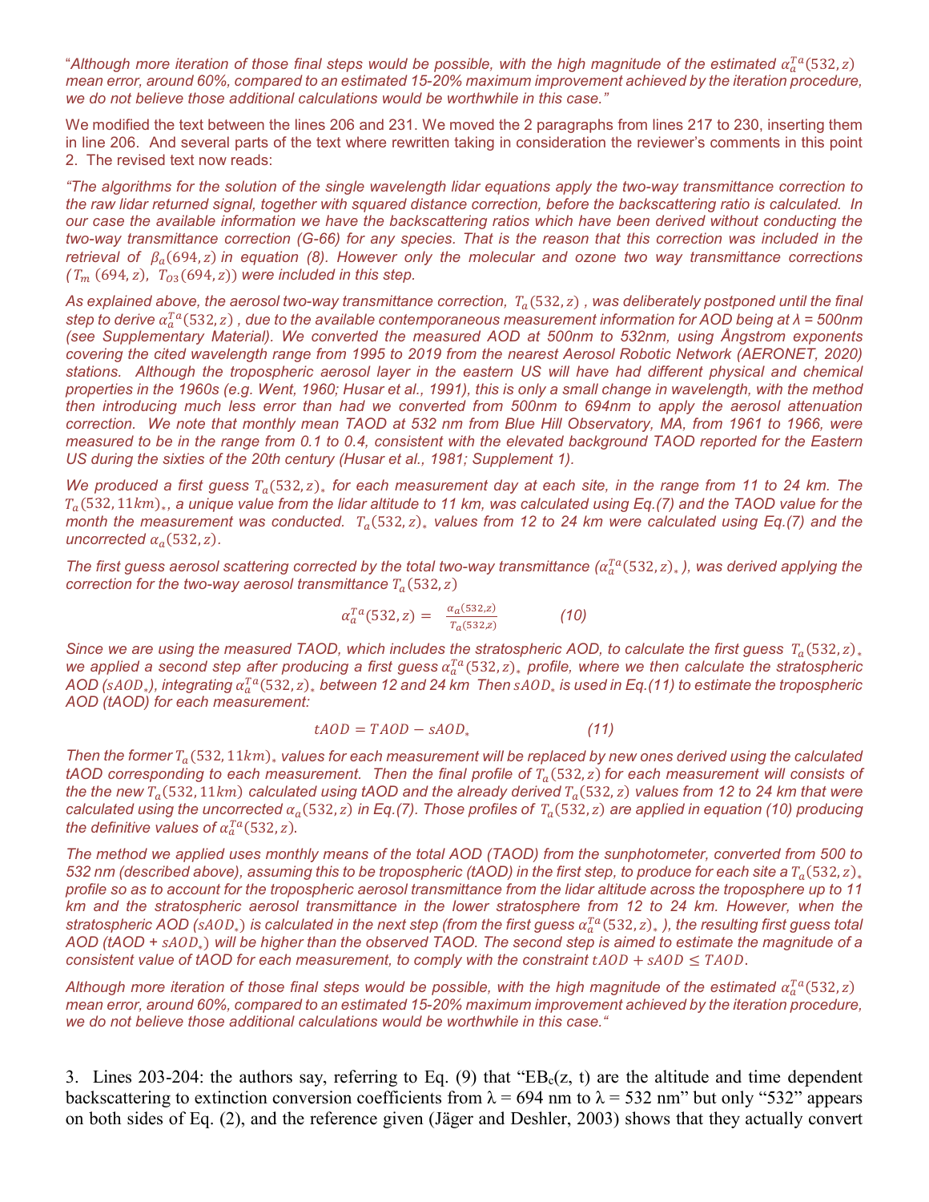*"Although more iteration of those final steps would be possible, with the high magnitude of the estimated $\alpha_a^{Ta}(532, z)$ mean error, around 60%, compared to an estimated 15-20% maximum improvement achieved by the iteration procedure, we do not believe those additional calculations would be worthwhile in this case."*

We modified the text between the lines 206 and 231. We moved the 2 paragraphs from lines 217 to 230, inserting them in line 206. And several parts of the text where rewritten taking in consideration the reviewer's comments in this point 2. The revised text now reads:

*"The algorithms for the solution of the single wavelength lidar equations apply the two-way transmittance correction to the raw lidar returned signal, together with squared distance correction, before the backscattering ratio is calculated. In our case the available information we have the backscattering ratios which have been derived without conducting the two-way transmittance correction (G-66) for any species. That is the reason that this correction was included in the retrieval of $\beta_a(694, z)$ in equation (8). However only the molecular and ozone two way transmittance corrections ($T_m(694, z)$, $T_{O3}(694, z)$) were included in this step.*

*As explained above, the aerosol two-way transmittance correction, $T_a(532, z)$, was deliberately postponed until the final step to derive $\alpha_a^{Ta}(532, z)$, due to the available contemporaneous measurement information for AOD being at $\lambda$ = 500nm (see Supplementary Material). We converted the measured AOD at 500nm to 532nm, using Ångstrom exponents covering the cited wavelength range from 1995 to 2019 from the nearest Aerosol Robotic Network (AERONET, 2020) stations. Although the tropospheric aerosol layer in the eastern US will have had different physical and chemical properties in the 1960s (e.g. Went, 1960; Husar et al., 1991), this is only a small change in wavelength, with the method then introducing much less error than had we converted from 500nm to 694nm to apply the aerosol attenuation correction. We note that monthly mean TAOD at 532 nm from Blue Hill Observatory, MA, from 1961 to 1966, were measured to be in the range from 0.1 to 0.4, consistent with the elevated background TAOD reported for the Eastern US during the sixties of the 20th century (Husar et al., 1981; Supplement 1).*

*We produced a first guess $T_a(532, z)_*$ for each measurement day at each site, in the range from 11 to 24 km. The $T_a(532, 11km)_*$, a unique value from the lidar altitude to 11 km, was calculated using Eq.(7) and the TAOD value for the month the measurement was conducted. $T_a(532, z)_*$ values from 12 to 24 km were calculated using Eq.(7) and the uncorrected $\alpha_a(532, z)$.*

*The first guess aerosol scattering corrected by the total two-way transmittance ($\alpha_a^{Ta}(532, z)_*$), was derived applying the correction for the two-way aerosol transmittance $T_a(532, z)$*

$$\alpha_a^{Ta}(532, z) = \frac{\alpha_a(532, z)}{T_a(532, z)} \qquad (10)$$

*Since we are using the measured TAOD, which includes the stratospheric AOD, to calculate the first guess $T_a(532, z)_*$ we applied a second step after producing a first guess $\alpha_a^{Ta}(532, z)_*$ profile, where we then calculate the stratospheric AOD ($sAOD_*$), integrating $\alpha_a^{Ta}(532, z)_*$ between 12 and 24 km Then $sAOD_*$ is used in Eq.(11) to estimate the tropospheric AOD (tAOD) for each measurement:*

$$tAOD = TAOD - sAOD_* \qquad (11)$$

*Then the former $T_a(532, 11km)_*$ values for each measurement will be replaced by new ones derived using the calculated tAOD corresponding to each measurement. Then the final profile of $T_a(532, z)$ for each measurement will consists of the the new $T_a(532, 11km)$ calculated using tAOD and the already derived $T_a(532, z)$ values from 12 to 24 km that were calculated using the uncorrected $\alpha_a(532, z)$ in Eq.(7). Those profiles of $T_a(532, z)$ are applied in equation (10) producing the definitive values of $\alpha_a^{Ta}(532, z)$.*

*The method we applied uses monthly means of the total AOD (TAOD) from the sunphotometer, converted from 500 to 532 nm (described above), assuming this to be tropospheric (tAOD) in the first step, to produce for each site a $T_a(532, z)_*$ profile so as to account for the tropospheric aerosol transmittance from the lidar altitude across the troposphere up to 11 km and the stratospheric aerosol transmittance in the lower stratosphere from 12 to 24 km. However, when the stratospheric AOD ($sAOD_*$) is calculated in the next step (from the first guess $\alpha_a^{Ta}(532, z)_*$), the resulting first guess total AOD (tAOD + $sAOD_*$) will be higher than the observed TAOD. The second step is aimed to estimate the magnitude of a consistent value of tAOD for each measurement, to comply with the constraint $tAOD + sAOD \leq TAOD$.*

*Although more iteration of those final steps would be possible, with the high magnitude of the estimated $\alpha_a^{Ta}(532, z)$ mean error, around 60%, compared to an estimated 15-20% maximum improvement achieved by the iteration procedure, we do not believe those additional calculations would be worthwhile in this case."*

3. Lines 203-204: the authors say, referring to Eq. (9) that "$EB_c(z, t)$ are the altitude and time dependent backscattering to extinction conversion coefficients from $\lambda$ = 694 nm to $\lambda$ = 532 nm" but only "532" appears on both sides of Eq. (2), and the reference given (Jäger and Deshler, 2003) shows that they actually convert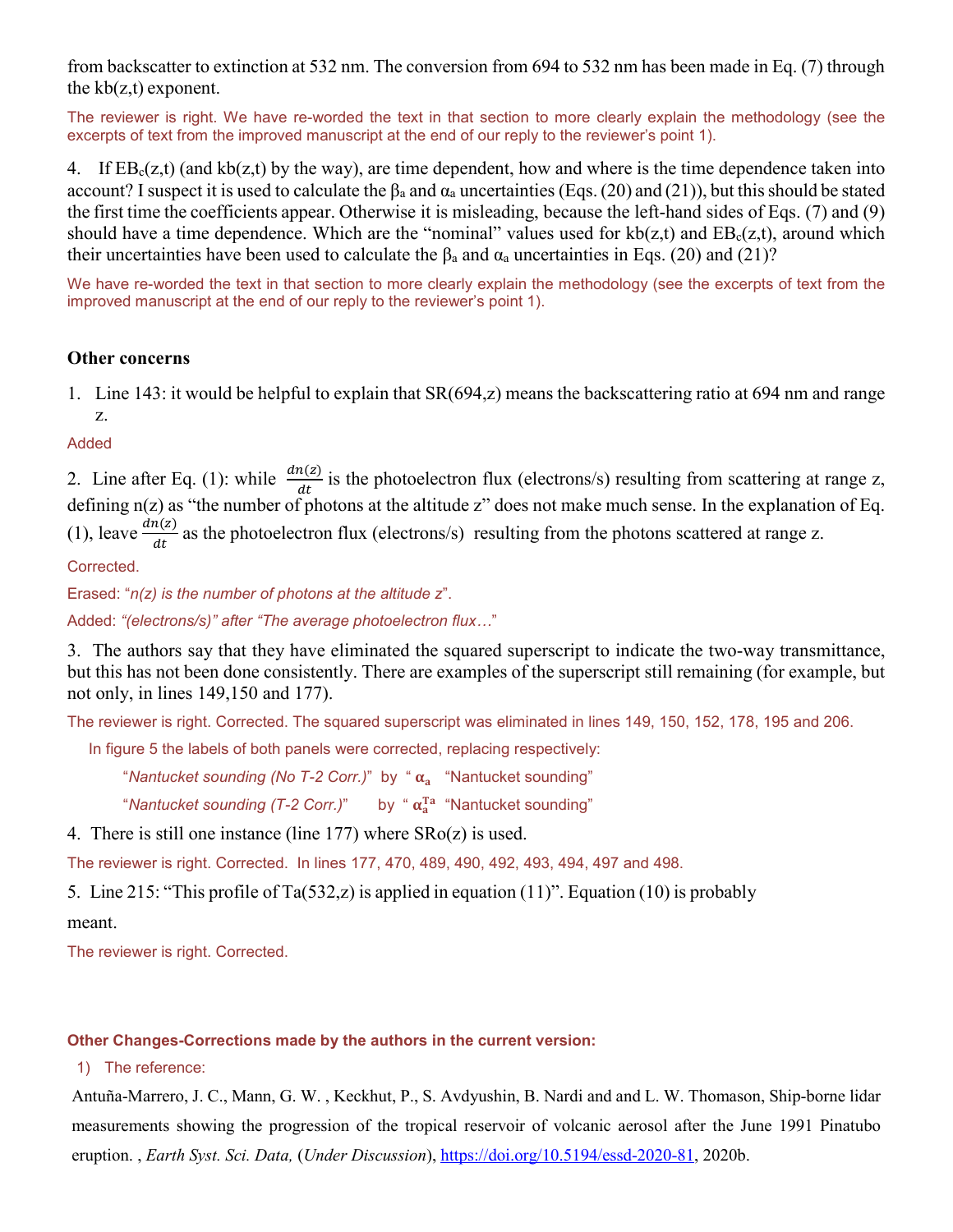from backscatter to extinction at 532 nm. The conversion from 694 to 532 nm has been made in Eq. (7) through the kb(z,t) exponent.

The reviewer is right. We have re-worded the text in that section to more clearly explain the methodology (see the excerpts of text from the improved manuscript at the end of our reply to the reviewer's point 1).

4. If $EB_c(z,t)$ (and kb(z,t) by the way), are time dependent, how and where is the time dependence taken into account? I suspect it is used to calculate the $\beta_a$ and $\alpha_a$ uncertainties (Eqs. (20) and (21)), but this should be stated the first time the coefficients appear. Otherwise it is misleading, because the left-hand sides of Eqs. (7) and (9) should have a time dependence. Which are the "nominal" values used for kb(z,t) and $EB_c(z,t)$, around which their uncertainties have been used to calculate the $\beta_a$ and $\alpha_a$ uncertainties in Eqs. (20) and (21)?

We have re-worded the text in that section to more clearly explain the methodology (see the excerpts of text from the improved manuscript at the end of our reply to the reviewer's point 1).

### Other concerns

1. Line 143: it would be helpful to explain that SR(694,z) means the backscattering ratio at 694 nm and range z.

Added

2. Line after Eq. (1): while $\frac{dn(z)}{dt}$ is the photoelectron flux (electrons/s) resulting from scattering at range z, defining n(z) as "the number of photons at the altitude z" does not make much sense. In the explanation of Eq. (1), leave $\frac{dn(z)}{dt}$ as the photoelectron flux (electrons/s) resulting from the photons scattered at range z.

Corrected.

Erased: "*n(z) is the number of photons at the altitude z*".

Added: *"(electrons/s)" after "The average photoelectron flux…"*

3. The authors say that they have eliminated the squared superscript to indicate the two-way transmittance, but this has not been done consistently. There are examples of the superscript still remaining (for example, but not only, in lines 149,150 and 177).

The reviewer is right. Corrected. The squared superscript was eliminated in lines 149, 150, 152, 178, 195 and 206.

In figure 5 the labels of both panels were corrected, replacing respectively:

"*Nantucket sounding (No T-2 Corr.)*" by " $\mathbf{\alpha_a}$ "Nantucket sounding"

"*Nantucket sounding (T-2 Corr.)*" by " $\mathbf{\alpha_a^{Ta}}$ "Nantucket sounding"

4. There is still one instance (line 177) where SRo(z) is used.

The reviewer is right. Corrected. In lines 177, 470, 489, 490, 492, 493, 494, 497 and 498.

5. Line 215: "This profile of Ta(532,z) is applied in equation (11)". Equation (10) is probably meant.

The reviewer is right. Corrected.

**Other Changes-Corrections made by the authors in the current version:**

1) The reference:

Antuña-Marrero, J. C., Mann, G. W. , Keckhut, P., S. Avdyushin, B. Nardi and and L. W. Thomason, Ship-borne lidar measurements showing the progression of the tropical reservoir of volcanic aerosol after the June 1991 Pinatubo eruption. , *Earth Syst. Sci. Data,* (*Under Discussion*), https://doi.org/10.5194/essd-2020-81, 2020b.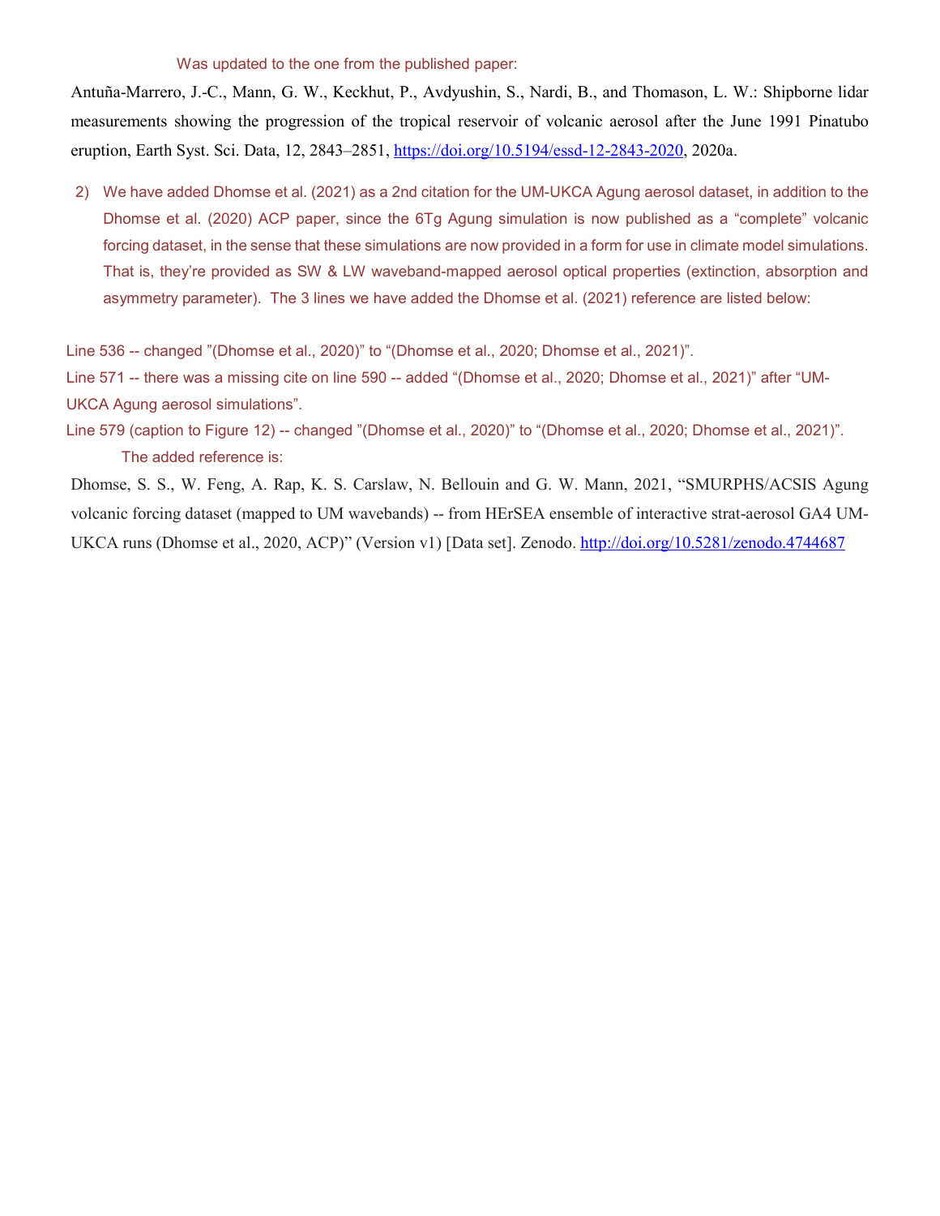Was updated to the one from the published paper:

Antuña-Marrero, J.-C., Mann, G. W., Keckhut, P., Avdyushin, S., Nardi, B., and Thomason, L. W.: Shipborne lidar measurements showing the progression of the tropical reservoir of volcanic aerosol after the June 1991 Pinatubo eruption, Earth Syst. Sci. Data, 12, 2843–2851, https://doi.org/10.5194/essd-12-2843-2020, 2020a.

2) We have added Dhomse et al. (2021) as a 2nd citation for the UM-UKCA Agung aerosol dataset, in addition to the Dhomse et al. (2020) ACP paper, since the 6Tg Agung simulation is now published as a "complete" volcanic forcing dataset, in the sense that these simulations are now provided in a form for use in climate model simulations. That is, they're provided as SW & LW waveband-mapped aerosol optical properties (extinction, absorption and asymmetry parameter). The 3 lines we have added the Dhomse et al. (2021) reference are listed below:

Line 536 -- changed "(Dhomse et al., 2020)" to "(Dhomse et al., 2020; Dhomse et al., 2021)".

Line 571 -- there was a missing cite on line 590 -- added "(Dhomse et al., 2020; Dhomse et al., 2021)" after "UM-UKCA Agung aerosol simulations".

Line 579 (caption to Figure 12) -- changed "(Dhomse et al., 2020)" to "(Dhomse et al., 2020; Dhomse et al., 2021)".

The added reference is:

Dhomse, S. S., W. Feng, A. Rap, K. S. Carslaw, N. Bellouin and G. W. Mann, 2021, "SMURPHS/ACSIS Agung volcanic forcing dataset (mapped to UM wavebands) -- from HErSEA ensemble of interactive strat-aerosol GA4 UM-UKCA runs (Dhomse et al., 2020, ACP)" (Version v1) [Data set]. Zenodo. http://doi.org/10.5281/zenodo.4744687